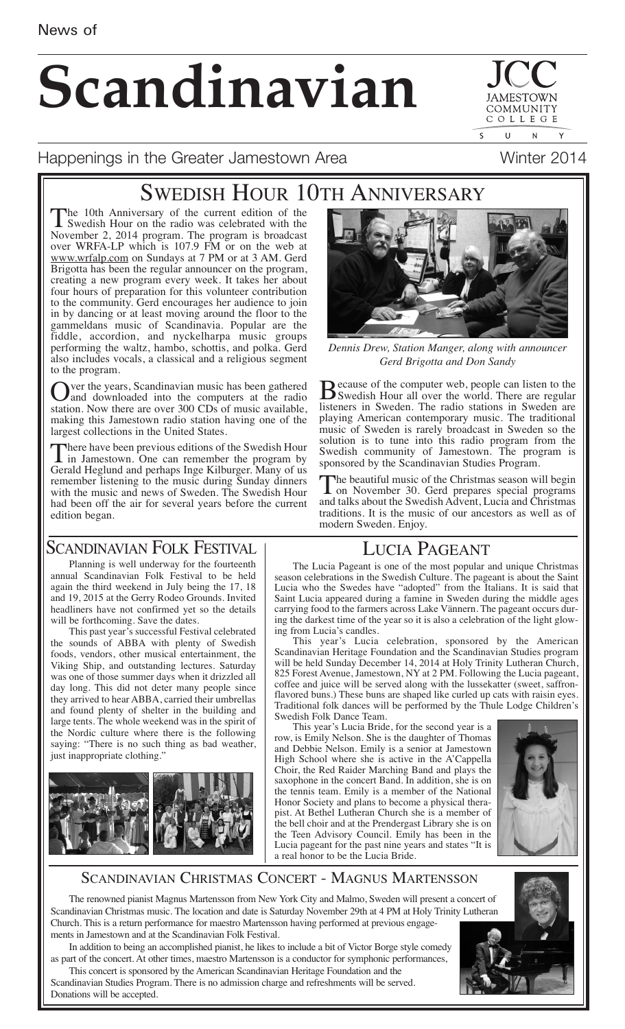News of

# Scandinavian

Happenings in the Greater Jamestown Area

Winter 2014

## Swedish Hour 10th Anniversary

The 10th Anniversary of the current edition of the Swedish Hour on the radio was celebrated with the November 2, 2014 program. The program is broadcast over WRFA-LP which is 107.9 FM or on the web at www.wrfalp.com on Sundays at 7 PM or at 3 AM. Gerd Brigotta has been the regular announcer on the program, creating a new program every week. It takes her about four hours of preparation for this volunteer contribution to the community. Gerd encourages her audience to join in by dancing or at least moving around the floor to the gammeldans music of Scandinavia. Popular are the fiddle, accordion, and nyckelharpa music groups performing the waltz, hambo, schottis, and polka. Gerd also includes vocals, a classical and a religious segment to the program.

Over the years, Scandinavian music has been gathered and downloaded into the computers at the radio station. Now there are over 300 CDs of music available, making this Jamestown radio station having one of the largest collections in the United States.

There have been previous editions of the Swedish Hour in Jamestown. One can remember the program by Gerald Heglund and perhaps Inge Kilburger. Many of us remember listening to the music during Sunday dinners with the music and news of Sweden. The Swedish Hour had been off the air for several years before the current edition began.

*Dennis Drew, Station Manger, along with announcer Gerd Brigotta and Don Sandy*

Because of the computer web, people can listen to the Swedish Hour all over the world. There are regular listeners in Sweden. The radio stations in Sweden are playing American contemporary music. The traditional music of Sweden is rarely broadcast in Sweden so the solution is to tune into this radio program from the Swedish community of Jamestown. The program is sponsored by the Scandinavian Studies Program.

The beautiful music of the Christmas season will begin on November 30. Gerd prepares special programs and talks about the Swedish Advent, Lucia and Christmas traditions. It is the music of our ancestors as well as of modern Sweden. Enjoy.

## Scandinavian Folk Festival

Planning is well underway for the fourteenth annual Scandinavian Folk Festival to be held again the third weekend in July being the 17, 18 and 19, 2015 at the Gerry Rodeo Grounds. Invited headliners have not confirmed yet so the details will be forthcoming. Save the dates.

This past year's successful Festival celebrated the sounds of ABBA with plenty of Swedish foods, vendors, other musical entertainment, the Viking Ship, and outstanding lectures. Saturday was one of those summer days when it drizzled all day long. This did not deter many people since they arrived to hear ABBA, carried their umbrellas and found plenty of shelter in the building and large tents. The whole weekend was in the spirit of the Nordic culture where there is the following saying: "There is no such thing as bad weather, just inappropriate clothing."

## Lucia Pageant

The Lucia Pageant is one of the most popular and unique Christmas season celebrations in the Swedish Culture. The pageant is about the Saint Lucia who the Swedes have "adopted" from the Italians. It is said that Saint Lucia appeared during a famine in Sweden during the middle ages carrying food to the farmers across Lake Vännern. The pageant occurs during the darkest time of the year so it is also a celebration of the light glowing from Lucia's candles.

This year's Lucia celebration, sponsored by the American Scandinavian Heritage Foundation and the Scandinavian Studies program will be held Sunday December 14, 2014 at Holy Trinity Lutheran Church, 825 Forest Avenue, Jamestown, NY at 2 PM. Following the Lucia pageant, coffee and juice will be served along with the lussekatter (sweet, saffron-flavored buns.) These buns are shaped like curled up cats with raisin eyes. Traditional folk dances will be performed by the Thule Lodge Children's Swedish Folk Dance Team.

This year's Lucia Bride, for the second year is a row, is Emily Nelson. She is the daughter of Thomas and Debbie Nelson. Emily is a senior at Jamestown High School where she is active in the A'Cappella Choir, the Red Raider Marching Band and plays the saxophone in the concert Band. In addition, she is on the tennis team. Emily is a member of the National Honor Society and plans to become a physical therapist. At Bethel Lutheran Church she is a member of the bell choir and at the Prendergast Library she is on the Teen Advisory Council. Emily has been in the Lucia pageant for the past nine years and states "It is a real honor to be the Lucia Bride.

## Scandinavian Christmas Concert - Magnus Martensson

The renowned pianist Magnus Martensson from New York City and Malmo, Sweden will present a concert of Scandinavian Christmas music. The location and date is Saturday November 29th at 4 PM at Holy Trinity Lutheran Church. This is a return performance for maestro Martensson having performed at previous engagements in Jamestown and at the Scandinavian Folk Festival.

In addition to being an accomplished pianist, he likes to include a bit of Victor Borge style comedy as part of the concert. At other times, maestro Martensson is a conductor for symphonic performances,

This concert is sponsored by the American Scandinavian Heritage Foundation and the Scandinavian Studies Program. There is no admission charge and refreshments will be served. Donations will be accepted.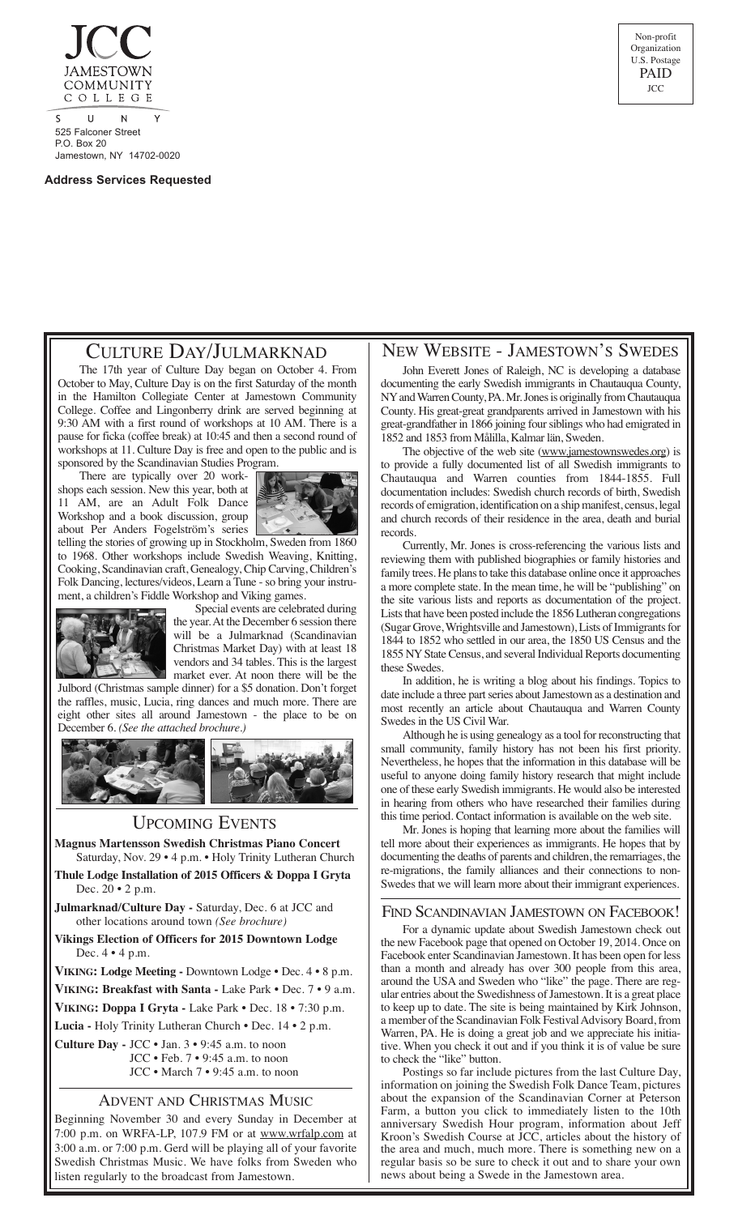JCC
JAMESTOWN
COMMUNITY
COLLEGE

S U N Y

525 Falconer Street
P.O. Box 20
Jamestown, NY 14702-0020

**Address Services Requested**

Non-profit
Organization
U.S. Postage
PAID
JCC

## Culture Day/Julmarknad

The 17th year of Culture Day began on October 4. From October to May, Culture Day is on the first Saturday of the month in the Hamilton Collegiate Center at Jamestown Community College. Coffee and Lingonberry drink are served beginning at 9:30 AM with a first round of workshops at 10 AM. There is a pause for ficka (coffee break) at 10:45 and then a second round of workshops at 11. Culture Day is free and open to the public and is sponsored by the Scandinavian Studies Program.

There are typically over 20 workshops each session. New this year, both at 11 AM, are an Adult Folk Dance Workshop and a book discussion, group about Per Anders Fogelström's series telling the stories of growing up in Stockholm, Sweden from 1860 to 1968. Other workshops include Swedish Weaving, Knitting, Cooking, Scandinavian craft, Genealogy, Chip Carving, Children's Folk Dancing, lectures/videos, Learn a Tune - so bring your instrument, a children's Fiddle Workshop and Viking games.

Special events are celebrated during the year. At the December 6 session there will be a Julmarknad (Scandinavian Christmas Market Day) with at least 18 vendors and 34 tables. This is the largest market ever. At noon there will be the Julbord (Christmas sample dinner) for a $5 donation. Don't forget the raffles, music, Lucia, ring dances and much more. There are eight other sites all around Jamestown - the place to be on December 6. *(See the attached brochure.)*

## Upcoming Events

**Magnus Martensson Swedish Christmas Piano Concert**
Saturday, Nov. 29 • 4 p.m. • Holy Trinity Lutheran Church

**Thule Lodge Installation of 2015 Officers & Doppa I Gryta**
Dec. 20 • 2 p.m.

**Julmarknad/Culture Day -** Saturday, Dec. 6 at JCC and other locations around town *(See brochure)*

**Vikings Election of Officers for 2015 Downtown Lodge**
Dec. 4 • 4 p.m.

**Viking: Lodge Meeting -** Downtown Lodge • Dec. 4 • 8 p.m.

**Viking: Breakfast with Santa -** Lake Park • Dec. 7 • 9 a.m.

**Viking: Doppa I Gryta -** Lake Park • Dec. 18 • 7:30 p.m.

**Lucia -** Holy Trinity Lutheran Church • Dec. 14 • 2 p.m.

**Culture Day -** JCC • Jan. 3 • 9:45 a.m. to noon
JCC • Feb. 7 • 9:45 a.m. to noon
JCC • March 7 • 9:45 a.m. to noon

## Advent and Christmas Music

Beginning November 30 and every Sunday in December at 7:00 p.m. on WRFA-LP, 107.9 FM or at www.wrfalp.com at 3:00 a.m. or 7:00 p.m. Gerd will be playing all of your favorite Swedish Christmas Music. We have folks from Sweden who listen regularly to the broadcast from Jamestown.

## New Website - Jamestown's Swedes

John Everett Jones of Raleigh, NC is developing a database documenting the early Swedish immigrants in Chautauqua County, NY and Warren County, PA. Mr. Jones is originally from Chautauqua County. His great-great grandparents arrived in Jamestown with his great-grandfather in 1866 joining four siblings who had emigrated in 1852 and 1853 from Målilla, Kalmar län, Sweden.

The objective of the web site (www.jamestownswedes.org) is to provide a fully documented list of all Swedish immigrants to Chautauqua and Warren counties from 1844-1855. Full documentation includes: Swedish church records of birth, Swedish records of emigration, identification on a ship manifest, census, legal and church records of their residence in the area, death and burial records.

Currently, Mr. Jones is cross-referencing the various lists and reviewing them with published biographies or family histories and family trees. He plans to take this database online once it approaches a more complete state. In the mean time, he will be "publishing" on the site various lists and reports as documentation of the project. Lists that have been posted include the 1856 Lutheran congregations (Sugar Grove, Wrightsville and Jamestown), Lists of Immigrants for 1844 to 1852 who settled in our area, the 1850 US Census and the 1855 NY State Census, and several Individual Reports documenting these Swedes.

In addition, he is writing a blog about his findings. Topics to date include a three part series about Jamestown as a destination and most recently an article about Chautauqua and Warren County Swedes in the US Civil War.

Although he is using genealogy as a tool for reconstructing that small community, family history has not been his first priority. Nevertheless, he hopes that the information in this database will be useful to anyone doing family history research that might include one of these early Swedish immigrants. He would also be interested in hearing from others who have researched their families during this time period. Contact information is available on the web site.

Mr. Jones is hoping that learning more about the families will tell more about their experiences as immigrants. He hopes that by documenting the deaths of parents and children, the remarriages, the re-migrations, the family alliances and their connections to non-Swedes that we will learn more about their immigrant experiences.

## Find Scandinavian Jamestown on Facebook!

For a dynamic update about Swedish Jamestown check out the new Facebook page that opened on October 19, 2014. Once on Facebook enter Scandinavian Jamestown. It has been open for less than a month and already has over 300 people from this area, around the USA and Sweden who "like" the page. There are regular entries about the Swedishness of Jamestown. It is a great place to keep up to date. The site is being maintained by Kirk Johnson, a member of the Scandinavian Folk Festival Advisory Board, from Warren, PA. He is doing a great job and we appreciate his initiative. When you check it out and if you think it is of value be sure to check the "like" button.

Postings so far include pictures from the last Culture Day, information on joining the Swedish Folk Dance Team, pictures about the expansion of the Scandinavian Corner at Peterson Farm, a button you click to immediately listen to the 10th anniversary Swedish Hour program, information about Jeff Kroon's Swedish Course at JCC, articles about the history of the area and much, much more. There is something new on a regular basis so be sure to check it out and to share your own news about being a Swede in the Jamestown area.